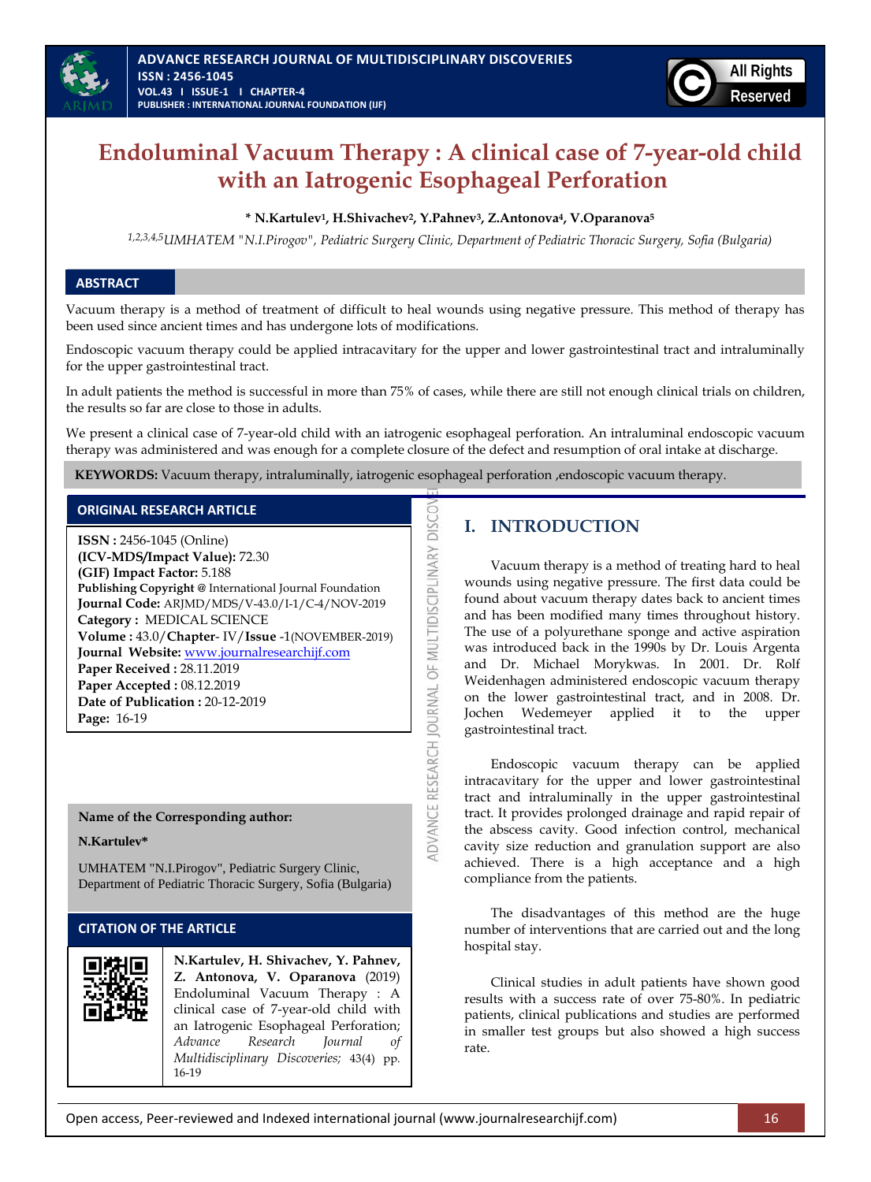# Endoluminal Vacuum Therapy : A clinical case of 7-year-old child with an Iatrogenic Esophageal Perforation

**\* N.Kartulev[1], H.Shivachev[2], Y.Pahnev[3], Z.Antonova[4], V.Oparanova[5]**

*[1,2,3,4,5]UMHATEM "N.I.Pirogov", Pediatric Surgery Clinic, Department of Pediatric Thoracic Surgery, Sofia (Bulgaria)*

## ABSTRACT

Vacuum therapy is a method of treatment of difficult to heal wounds using negative pressure. This method of therapy has been used since ancient times and has undergone lots of modifications.

Endoscopic vacuum therapy could be applied intracavitary for the upper and lower gastrointestinal tract and intraluminally for the upper gastrointestinal tract.

In adult patients the method is successful in more than 75% of cases, while there are still not enough clinical trials on children, the results so far are close to those in adults.

We present a clinical case of 7-year-old child with an iatrogenic esophageal perforation. An intraluminal endoscopic vacuum therapy was administered and was enough for a complete closure of the defect and resumption of oral intake at discharge.

**KEYWORDS:** Vacuum therapy, intraluminally, iatrogenic esophageal perforation ,endoscopic vacuum therapy.

## ORIGINAL RESEARCH ARTICLE

**ISSN :** 2456-1045 (Online)
**(ICV-MDS/Impact Value):** 72.30
**(GIF) Impact Factor:** 5.188
**Publishing Copyright @** International Journal Foundation
**Journal Code:** ARJMD/MDS/V-43.0/I-1/C-4/NOV-2019
**Category :** MEDICAL SCIENCE
**Volume :** 43.0/**Chapter**- IV/**Issue** -1(NOVEMBER-2019)
**Journal Website:** www.journalresearchijf.com
**Paper Received :** 28.11.2019
**Paper Accepted :** 08.12.2019
**Date of Publication :** 20-12-2019
**Page:** 16-19

**Name of the Corresponding author:**

**N.Kartulev\***

UMHATEM "N.I.Pirogov", Pediatric Surgery Clinic, Department of Pediatric Thoracic Surgery, Sofia (Bulgaria)

## CITATION OF THE ARTICLE

**N.Kartulev, H. Shivachev, Y. Pahnev, Z. Antonova, V. Oparanova** (2019) Endoluminal Vacuum Therapy : A clinical case of 7-year-old child with an Iatrogenic Esophageal Perforation; *Advance Research Journal of Multidisciplinary Discoveries;* 43(4) pp. 16-19

## I. INTRODUCTION

Vacuum therapy is a method of treating hard to heal wounds using negative pressure. The first data could be found about vacuum therapy dates back to ancient times and has been modified many times throughout history. The use of a polyurethane sponge and active aspiration was introduced back in the 1990s by Dr. Louis Argenta and Dr. Michael Morykwas. In 2001. Dr. Rolf Weidenhagen administered endoscopic vacuum therapy on the lower gastrointestinal tract, and in 2008. Dr. Jochen Wedemeyer applied it to the upper gastrointestinal tract.

Endoscopic vacuum therapy can be applied intracavitary for the upper and lower gastrointestinal tract and intraluminally in the upper gastrointestinal tract. It provides prolonged drainage and rapid repair of the abscess cavity. Good infection control, mechanical cavity size reduction and granulation support are also achieved. There is a high acceptance and a high compliance from the patients.

The disadvantages of this method are the huge number of interventions that are carried out and the long hospital stay.

Clinical studies in adult patients have shown good results with a success rate of over 75-80%. In pediatric patients, clinical publications and studies are performed in smaller test groups but also showed a high success rate.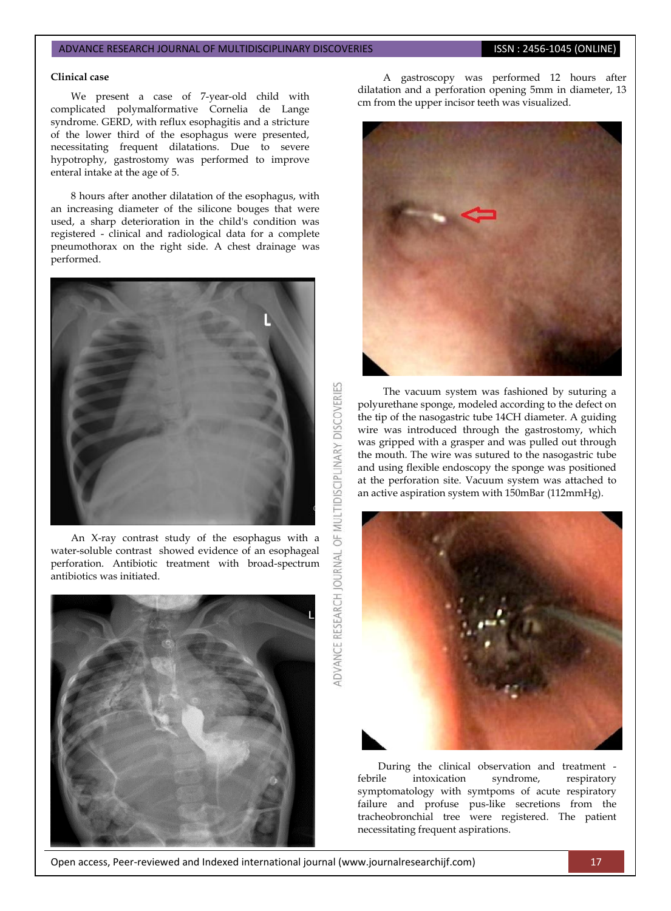**Clinical case**

We present a case of 7-year-old child with complicated polymalformative Cornelia de Lange syndrome. GERD, with reflux esophagitis and a stricture of the lower third of the esophagus were presented, necessitating frequent dilatations. Due to severe hypotrophy, gastrostomy was performed to improve enteral intake at the age of 5.

8 hours after another dilatation of the esophagus, with an increasing diameter of the silicone bouges that were used, a sharp deterioration in the child's condition was registered - clinical and radiological data for a complete pneumothorax on the right side. A chest drainage was performed.

An X-ray contrast study of the esophagus with a water-soluble contrast showed evidence of an esophageal perforation. Antibiotic treatment with broad-spectrum antibiotics was initiated.

A gastroscopy was performed 12 hours after dilatation and a perforation opening 5mm in diameter, 13 cm from the upper incisor teeth was visualized.

The vacuum system was fashioned by suturing a polyurethane sponge, modeled according to the defect on the tip of the nasogastric tube 14CH diameter. A guiding wire was introduced through the gastrostomy, which was gripped with a grasper and was pulled out through the mouth. The wire was sutured to the nasogastric tube and using flexible endoscopy the sponge was positioned at the perforation site. Vacuum system was attached to an active aspiration system with 150mBar (112mmHg).

During the clinical observation and treatment - febrile intoxication syndrome, respiratory symptomatology with symtpoms of acute respiratory failure and profuse pus-like secretions from the tracheobronchial tree were registered. The patient necessitating frequent aspirations.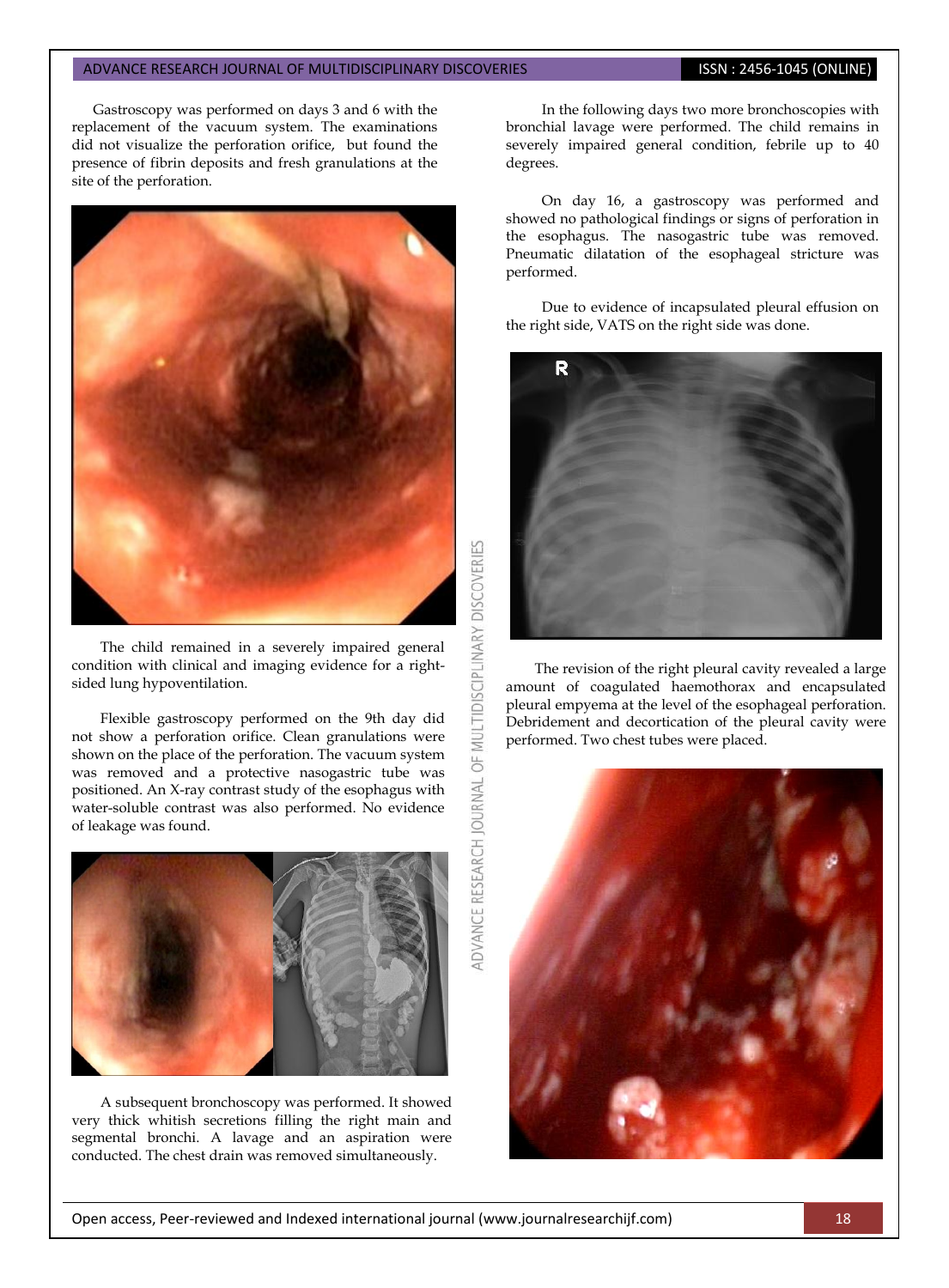Gastroscopy was performed on days 3 and 6 with the replacement of the vacuum system. The examinations did not visualize the perforation orifice, but found the presence of fibrin deposits and fresh granulations at the site of the perforation.

The child remained in a severely impaired general condition with clinical and imaging evidence for a right-sided lung hypoventilation.

Flexible gastroscopy performed on the 9th day did not show a perforation orifice. Clean granulations were shown on the place of the perforation. The vacuum system was removed and a protective nasogastric tube was positioned. An X-ray contrast study of the esophagus with water-soluble contrast was also performed. No evidence of leakage was found.

A subsequent bronchoscopy was performed. It showed very thick whitish secretions filling the right main and segmental bronchi. A lavage and an aspiration were conducted. The chest drain was removed simultaneously.

In the following days two more bronchoscopies with bronchial lavage were performed. The child remains in severely impaired general condition, febrile up to 40 degrees.

On day 16, a gastroscopy was performed and showed no pathological findings or signs of perforation in the esophagus. The nasogastric tube was removed. Pneumatic dilatation of the esophageal stricture was performed.

Due to evidence of incapsulated pleural effusion on the right side, VATS on the right side was done.

The revision of the right pleural cavity revealed a large amount of coagulated haemothorax and encapsulated pleural empyema at the level of the esophageal perforation. Debridement and decortication of the pleural cavity were performed. Two chest tubes were placed.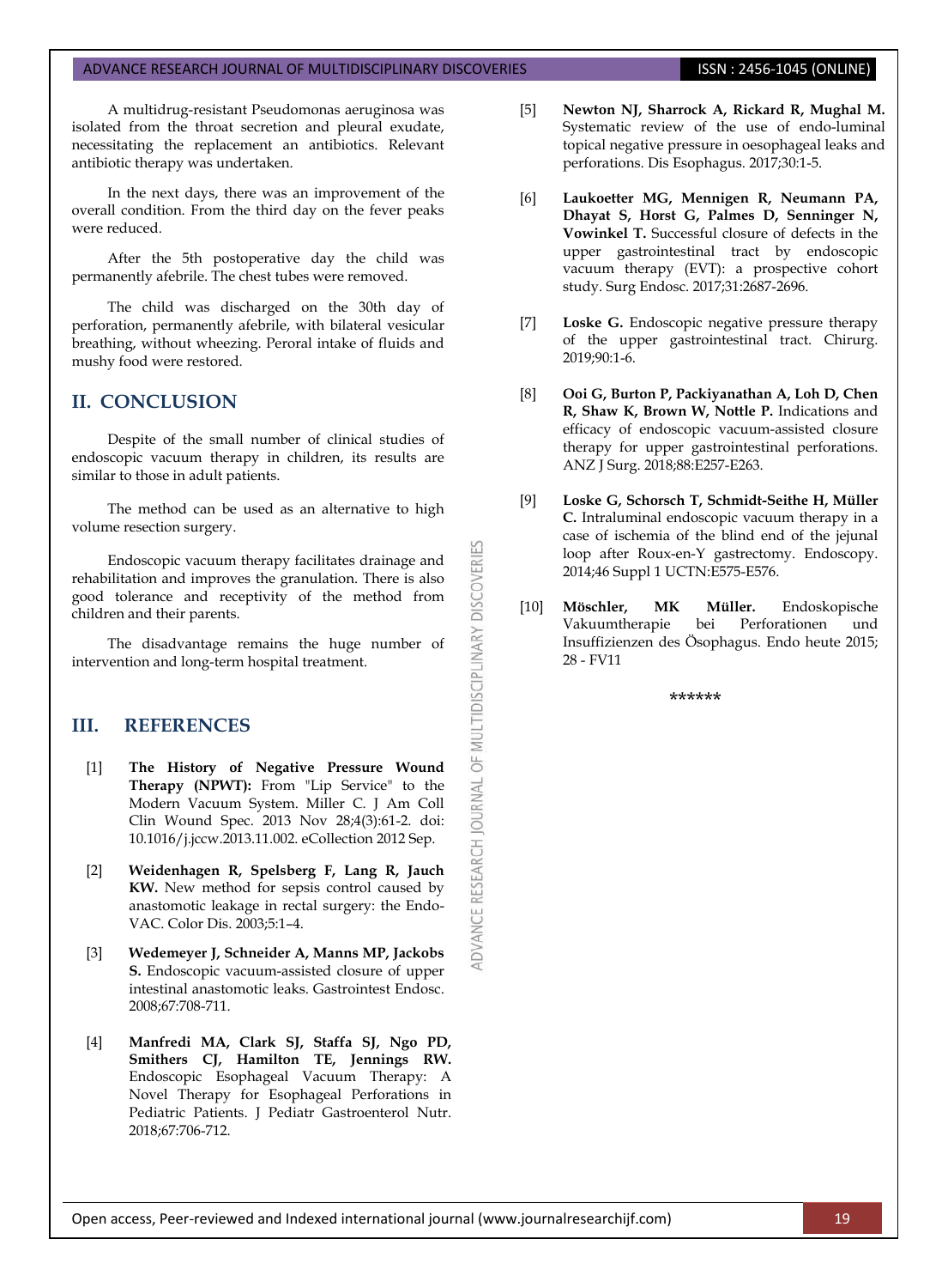A multidrug-resistant Pseudomonas aeruginosa was isolated from the throat secretion and pleural exudate, necessitating the replacement an antibiotics. Relevant antibiotic therapy was undertaken.

In the next days, there was an improvement of the overall condition. From the third day on the fever peaks were reduced.

After the 5th postoperative day the child was permanently afebrile. The chest tubes were removed.

The child was discharged on the 30th day of perforation, permanently afebrile, with bilateral vesicular breathing, without wheezing. Peroral intake of fluids and mushy food were restored.

## II. CONCLUSION

Despite of the small number of clinical studies of endoscopic vacuum therapy in children, its results are similar to those in adult patients.

The method can be used as an alternative to high volume resection surgery.

Endoscopic vacuum therapy facilitates drainage and rehabilitation and improves the granulation. There is also good tolerance and receptivity of the method from children and their parents.

The disadvantage remains the huge number of intervention and long-term hospital treatment.

## III. REFERENCES

[1] **The History of Negative Pressure Wound Therapy (NPWT):** From "Lip Service" to the Modern Vacuum System. Miller C. J Am Coll Clin Wound Spec. 2013 Nov 28;4(3):61-2. doi: 10.1016/j.jccw.2013.11.002. eCollection 2012 Sep.

[2] **Weidenhagen R, Spelsberg F, Lang R, Jauch KW.** New method for sepsis control caused by anastomotic leakage in rectal surgery: the Endo-VAC. Color Dis. 2003;5:1–4.

[3] **Wedemeyer J, Schneider A, Manns MP, Jackobs S.** Endoscopic vacuum-assisted closure of upper intestinal anastomotic leaks. Gastrointest Endosc. 2008;67:708-711.

[4] **Manfredi MA, Clark SJ, Staffa SJ, Ngo PD, Smithers CJ, Hamilton TE, Jennings RW.** Endoscopic Esophageal Vacuum Therapy: A Novel Therapy for Esophageal Perforations in Pediatric Patients. J Pediatr Gastroenterol Nutr. 2018;67:706-712.

[5] **Newton NJ, Sharrock A, Rickard R, Mughal M.** Systematic review of the use of endo-luminal topical negative pressure in oesophageal leaks and perforations. Dis Esophagus. 2017;30:1-5.

[6] **Laukoetter MG, Mennigen R, Neumann PA, Dhayat S, Horst G, Palmes D, Senninger N, Vowinkel T.** Successful closure of defects in the upper gastrointestinal tract by endoscopic vacuum therapy (EVT): a prospective cohort study. Surg Endosc. 2017;31:2687-2696.

[7] **Loske G.** Endoscopic negative pressure therapy of the upper gastrointestinal tract. Chirurg. 2019;90:1-6.

[8] **Ooi G, Burton P, Packiyanathan A, Loh D, Chen R, Shaw K, Brown W, Nottle P.** Indications and efficacy of endoscopic vacuum-assisted closure therapy for upper gastrointestinal perforations. ANZ J Surg. 2018;88:E257-E263.

[9] **Loske G, Schorsch T, Schmidt-Seithe H, Müller C.** Intraluminal endoscopic vacuum therapy in a case of ischemia of the blind end of the jejunal loop after Roux-en-Y gastrectomy. Endoscopy. 2014;46 Suppl 1 UCTN:E575-E576.

[10] **Möschler, MK Müller.** Endoskopische Vakuumtherapie bei Perforationen und Insuffizienzen des Ösophagus. Endo heute 2015; 28 - FV11

******